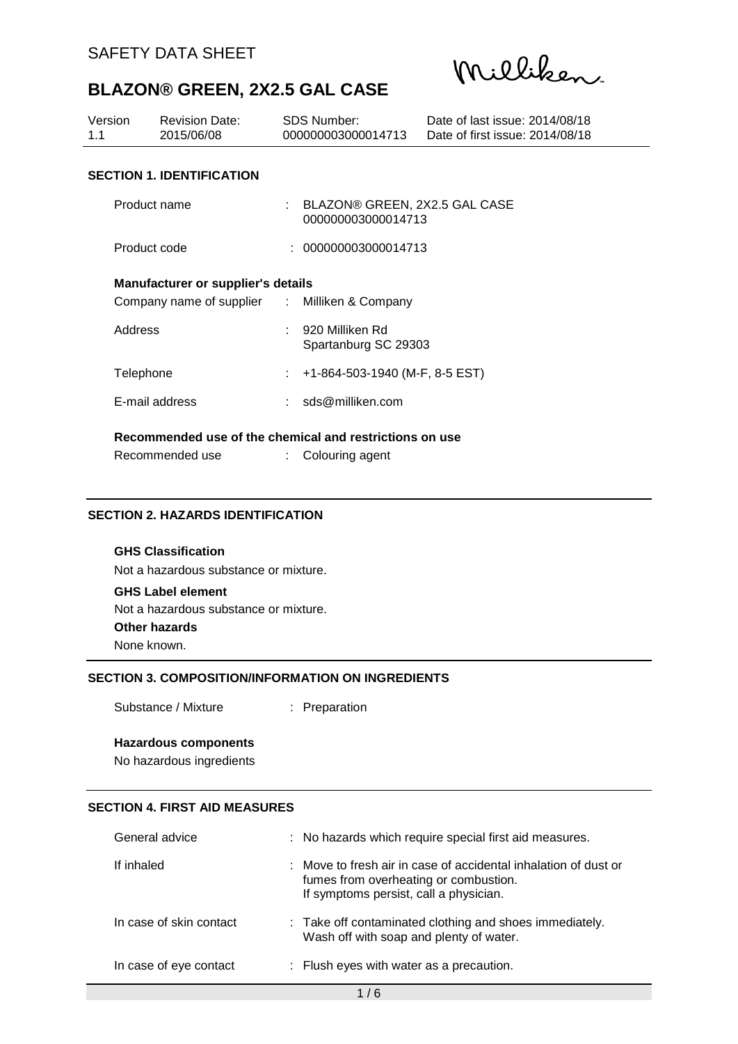SAFETY DATA SHEET

# BLAZON® GREEN, 2X2.5 GAL CASE

| Version | Revision Date: | SDS Number: | Date of last issue: 2014/08/18 |
|---|---|---|---|
| 1.1 | 2015/06/08 | 000000003000014713 | Date of first issue: 2014/08/18 |

## SECTION 1. IDENTIFICATION

| | | |
|---|---|---|
| Product name | : | BLAZON® GREEN, 2X2.5 GAL CASE<br>000000003000014713 |
| Product code | : | 000000003000014713 |

**Manufacturer or supplier's details**

| | | |
|---|---|---|
| Company name of supplier | : | Milliken & Company |
| Address | : | 920 Milliken Rd<br>Spartanburg SC 29303 |
| Telephone | : | +1-864-503-1940 (M-F, 8-5 EST) |
| E-mail address | : | sds@milliken.com |

**Recommended use of the chemical and restrictions on use**

| | | |
|---|---|---|
| Recommended use | : | Colouring agent |

## SECTION 2. HAZARDS IDENTIFICATION

**GHS Classification**

Not a hazardous substance or mixture.

**GHS Label element**

Not a hazardous substance or mixture.

**Other hazards**

None known.

## SECTION 3. COMPOSITION/INFORMATION ON INGREDIENTS

| | | |
|---|---|---|
| Substance / Mixture | : | Preparation |

**Hazardous components**

No hazardous ingredients

## SECTION 4. FIRST AID MEASURES

| | | |
|---|---|---|
| General advice | : | No hazards which require special first aid measures. |
| If inhaled | : | Move to fresh air in case of accidental inhalation of dust or fumes from overheating or combustion.<br>If symptoms persist, call a physician. |
| In case of skin contact | : | Take off contaminated clothing and shoes immediately.<br>Wash off with soap and plenty of water. |
| In case of eye contact | : | Flush eyes with water as a precaution. |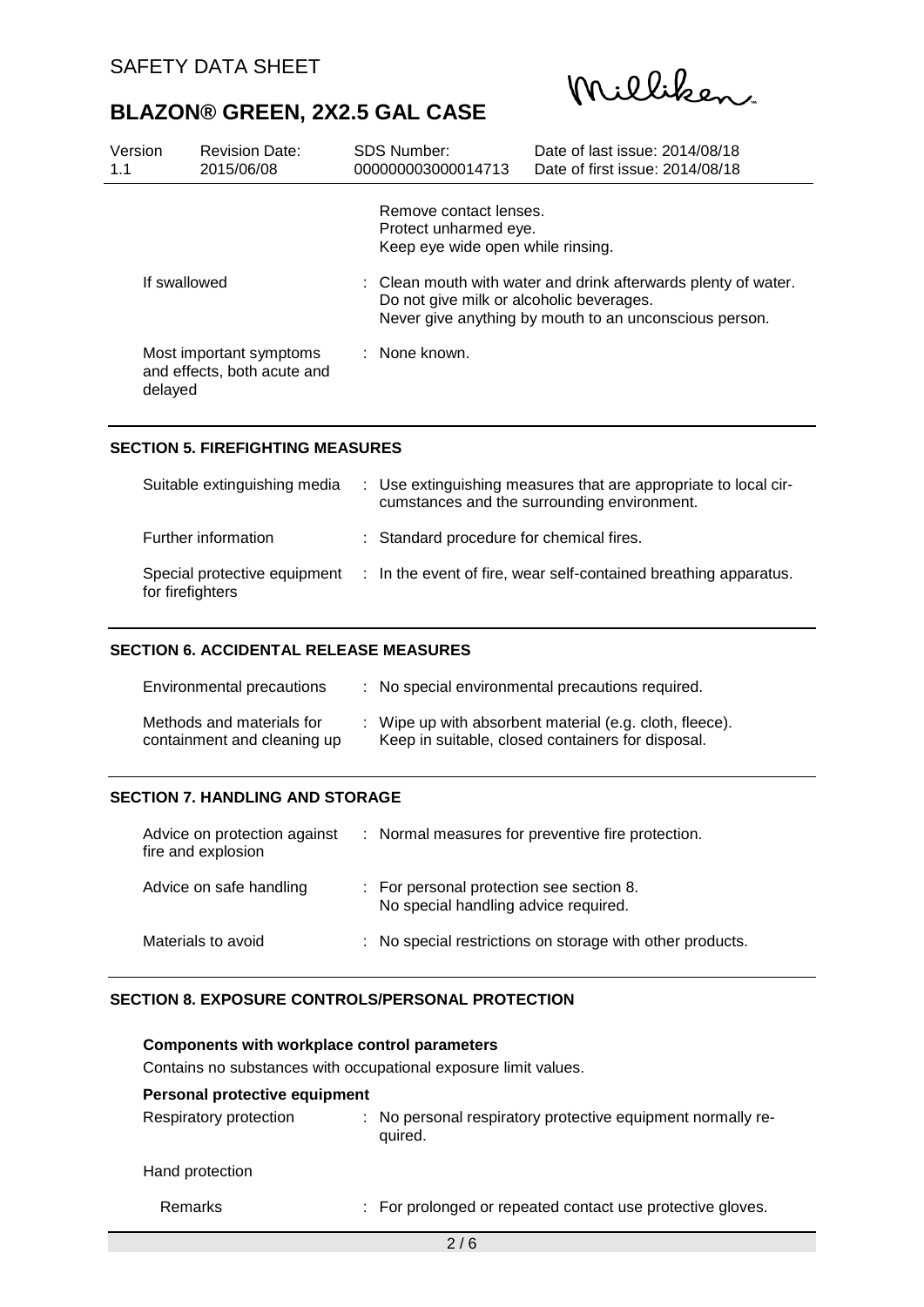| | | |
|---|---|---|
| | | Remove contact lenses. Protect unharmed eye. Keep eye wide open while rinsing. |
| If swallowed | : | Clean mouth with water and drink afterwards plenty of water. Do not give milk or alcoholic beverages. Never give anything by mouth to an unconscious person. |
| Most important symptoms and effects, both acute and delayed | : | None known. |

## SECTION 5. FIREFIGHTING MEASURES

| | | |
|---|---|---|
| Suitable extinguishing media | : | Use extinguishing measures that are appropriate to local circumstances and the surrounding environment. |
| Further information | : | Standard procedure for chemical fires. |
| Special protective equipment for firefighters | : | In the event of fire, wear self-contained breathing apparatus. |

## SECTION 6. ACCIDENTAL RELEASE MEASURES

| | | |
|---|---|---|
| Environmental precautions | : | No special environmental precautions required. |
| Methods and materials for containment and cleaning up | : | Wipe up with absorbent material (e.g. cloth, fleece). Keep in suitable, closed containers for disposal. |

## SECTION 7. HANDLING AND STORAGE

| | | |
|---|---|---|
| Advice on protection against fire and explosion | : | Normal measures for preventive fire protection. |
| Advice on safe handling | : | For personal protection see section 8. No special handling advice required. |
| Materials to avoid | : | No special restrictions on storage with other products. |

## SECTION 8. EXPOSURE CONTROLS/PERSONAL PROTECTION

### Components with workplace control parameters

Contains no substances with occupational exposure limit values.

### Personal protective equipment

| | | |
|---|---|---|
| Respiratory protection | : | No personal respiratory protective equipment normally required. |
| Hand protection | | |
| Remarks | : | For prolonged or repeated contact use protective gloves. |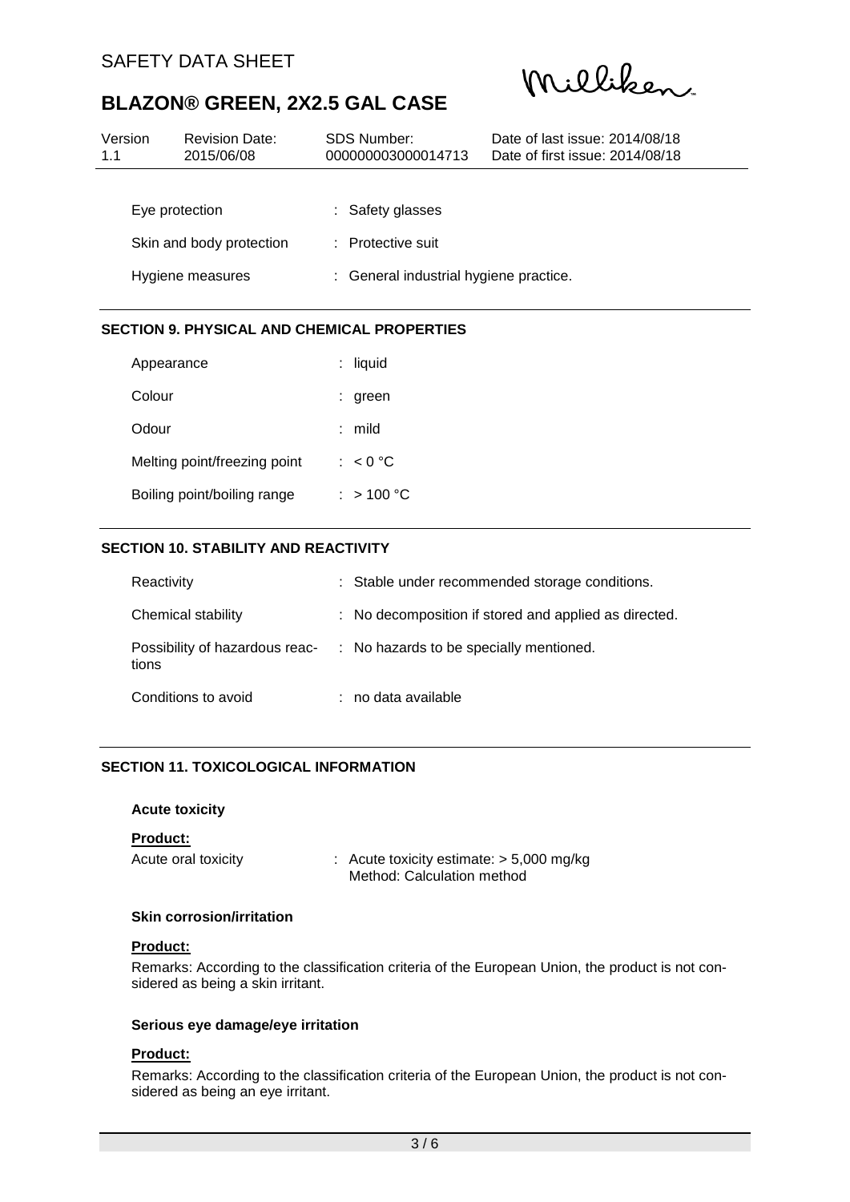| Eye protection | : Safety glasses |
|---|---|
| Skin and body protection | : Protective suit |
| Hygiene measures | : General industrial hygiene practice. |

## SECTION 9. PHYSICAL AND CHEMICAL PROPERTIES

| Appearance | : liquid |
|---|---|
| Colour | : green |
| Odour | : mild |
| Melting point/freezing point | : < 0 °C |
| Boiling point/boiling range | : > 100 °C |

## SECTION 10. STABILITY AND REACTIVITY

| Reactivity | : Stable under recommended storage conditions. |
|---|---|
| Chemical stability | : No decomposition if stored and applied as directed. |
| Possibility of hazardous reactions | : No hazards to be specially mentioned. |
| Conditions to avoid | : no data available |

## SECTION 11. TOXICOLOGICAL INFORMATION

### Acute toxicity

**Product:**

| Acute oral toxicity | : Acute toxicity estimate: > 5,000 mg/kg<br>Method: Calculation method |
|---|---|

### Skin corrosion/irritation

**Product:**

Remarks: According to the classification criteria of the European Union, the product is not considered as being a skin irritant.

### Serious eye damage/eye irritation

**Product:**

Remarks: According to the classification criteria of the European Union, the product is not considered as being an eye irritant.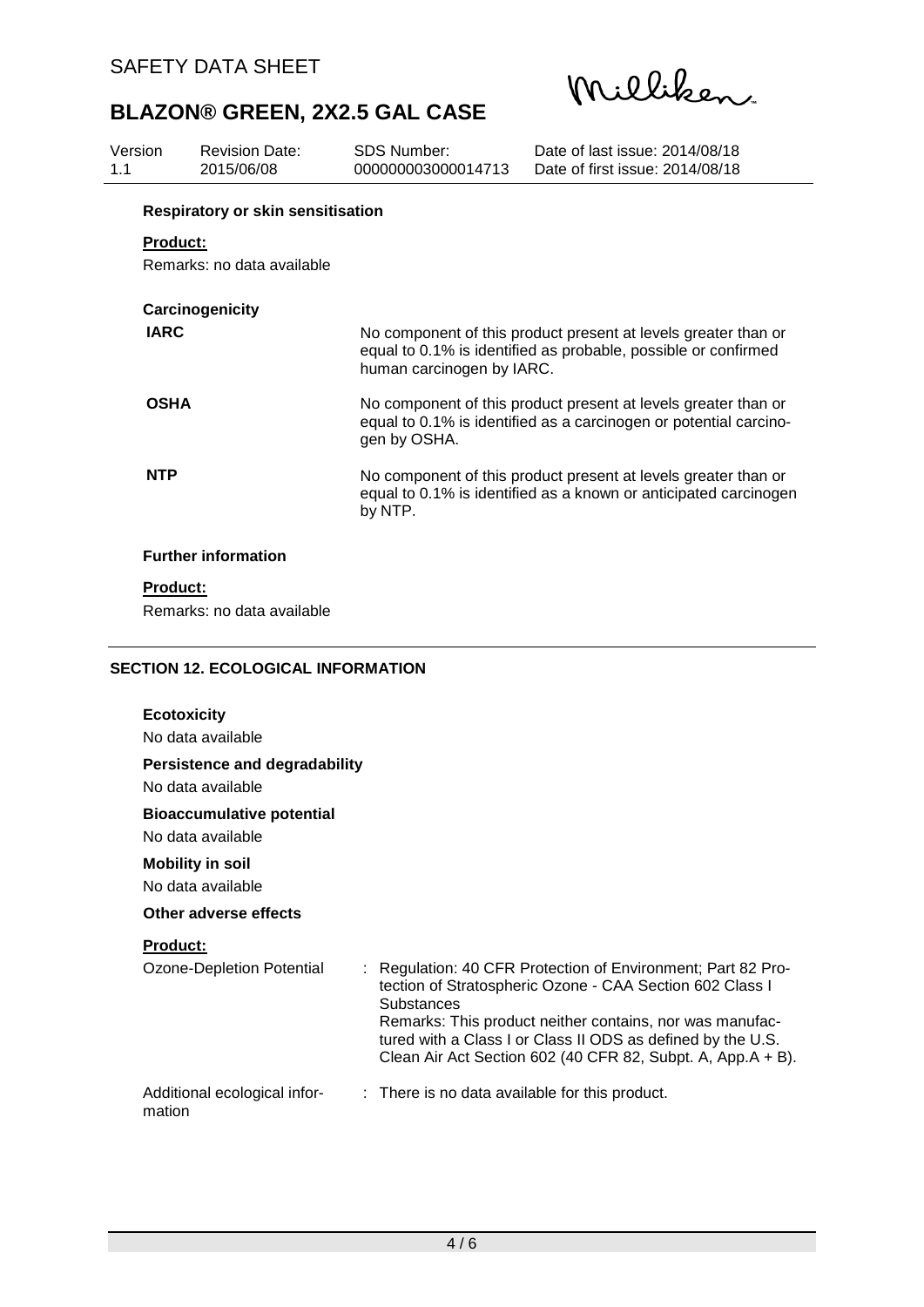**Respiratory or skin sensitisation**

**Product:**

Remarks: no data available

**Carcinogenicity**

| | |
|---|---|
| **IARC** | No component of this product present at levels greater than or equal to 0.1% is identified as probable, possible or confirmed human carcinogen by IARC. |
| **OSHA** | No component of this product present at levels greater than or equal to 0.1% is identified as a carcinogen or potential carcinogen by OSHA. |
| **NTP** | No component of this product present at levels greater than or equal to 0.1% is identified as a known or anticipated carcinogen by NTP. |

**Further information**

**Product:**

Remarks: no data available

## SECTION 12. ECOLOGICAL INFORMATION

**Ecotoxicity**

No data available

**Persistence and degradability**

No data available

**Bioaccumulative potential**

No data available

**Mobility in soil**

No data available

**Other adverse effects**

**Product:**

| | |
|---|---|
| Ozone-Depletion Potential | : Regulation: 40 CFR Protection of Environment; Part 82 Protection of Stratospheric Ozone - CAA Section 602 Class I Substances<br>Remarks: This product neither contains, nor was manufactured with a Class I or Class II ODS as defined by the U.S. Clean Air Act Section 602 (40 CFR 82, Subpt. A, App.A + B). |
| Additional ecological information | : There is no data available for this product. |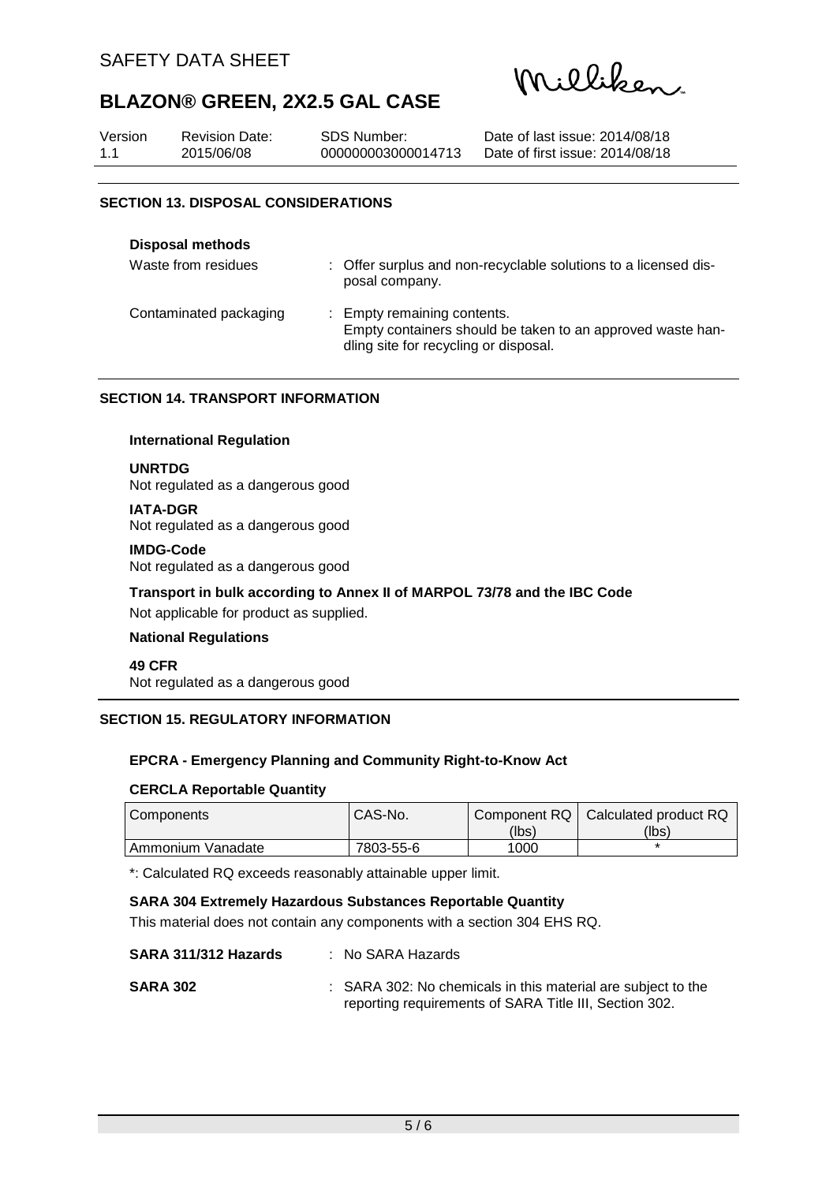## SECTION 13. DISPOSAL CONSIDERATIONS

**Disposal methods**

| | |
|---|---|
| Waste from residues | : Offer surplus and non-recyclable solutions to a licensed disposal company. |
| Contaminated packaging | : Empty remaining contents. Empty containers should be taken to an approved waste handling site for recycling or disposal. |

## SECTION 14. TRANSPORT INFORMATION

**International Regulation**

**UNRTDG**
Not regulated as a dangerous good

**IATA-DGR**
Not regulated as a dangerous good

**IMDG-Code**
Not regulated as a dangerous good

**Transport in bulk according to Annex II of MARPOL 73/78 and the IBC Code**

Not applicable for product as supplied.

**National Regulations**

**49 CFR**
Not regulated as a dangerous good

## SECTION 15. REGULATORY INFORMATION

**EPCRA - Emergency Planning and Community Right-to-Know Act**

**CERCLA Reportable Quantity**

| Components | CAS-No. | Component RQ (lbs) | Calculated product RQ (lbs) |
|---|---|---|---|
| Ammonium Vanadate | 7803-55-6 | 1000 | * |

*: Calculated RQ exceeds reasonably attainable upper limit.

**SARA 304 Extremely Hazardous Substances Reportable Quantity**

This material does not contain any components with a section 304 EHS RQ.

| | |
|---|---|
| **SARA 311/312 Hazards** | : No SARA Hazards |
| **SARA 302** | : SARA 302: No chemicals in this material are subject to the reporting requirements of SARA Title III, Section 302. |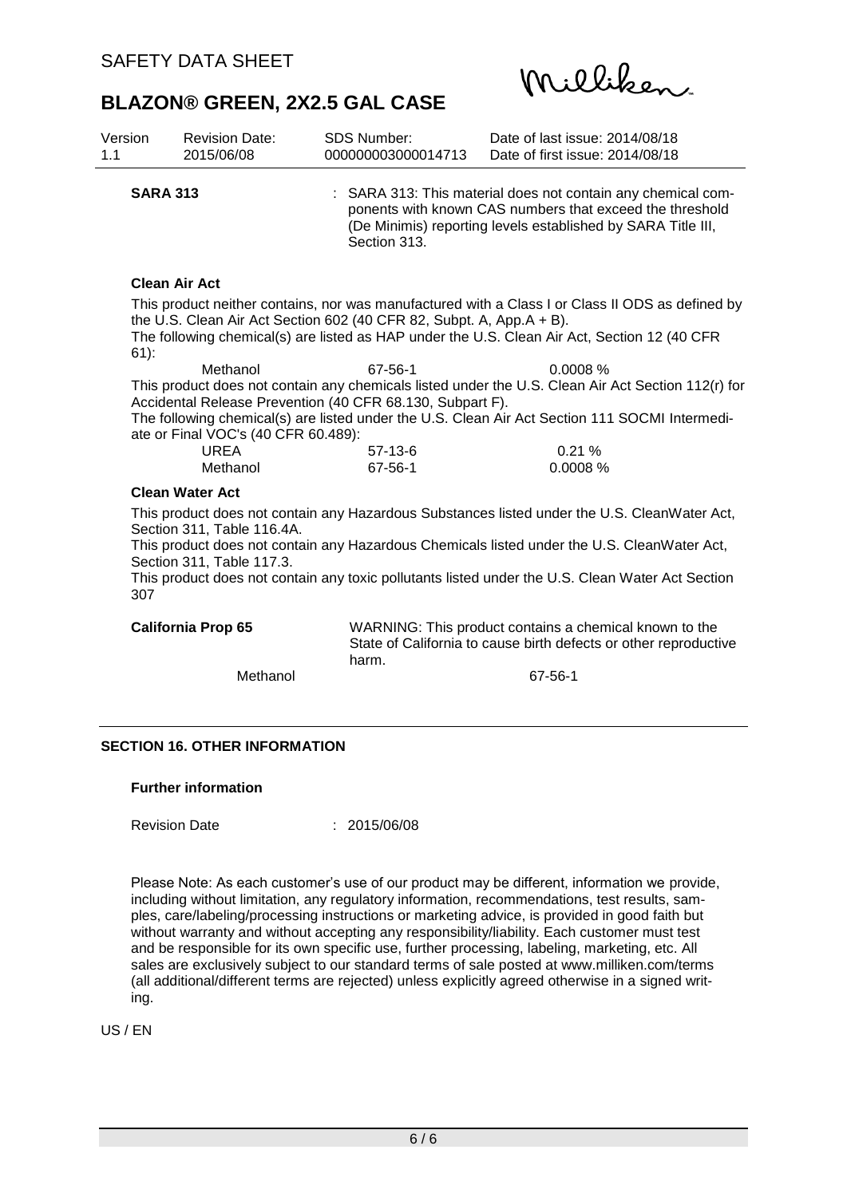**SARA 313** : SARA 313: This material does not contain any chemical components with known CAS numbers that exceed the threshold (De Minimis) reporting levels established by SARA Title III, Section 313.

**Clean Air Act**

This product neither contains, nor was manufactured with a Class I or Class II ODS as defined by the U.S. Clean Air Act Section 602 (40 CFR 82, Subpt. A, App.A + B).

The following chemical(s) are listed as HAP under the U.S. Clean Air Act, Section 12 (40 CFR 61):

| | | |
|---|---|---|
| Methanol | 67-56-1 | 0.0008 % |

This product does not contain any chemicals listed under the U.S. Clean Air Act Section 112(r) for Accidental Release Prevention (40 CFR 68.130, Subpart F).

The following chemical(s) are listed under the U.S. Clean Air Act Section 111 SOCMI Intermediate or Final VOC's (40 CFR 60.489):

| | | |
|---|---|---|
| UREA | 57-13-6 | 0.21 % |
| Methanol | 67-56-1 | 0.0008 % |

**Clean Water Act**

This product does not contain any Hazardous Substances listed under the U.S. CleanWater Act, Section 311, Table 116.4A.

This product does not contain any Hazardous Chemicals listed under the U.S. CleanWater Act, Section 311, Table 117.3.

This product does not contain any toxic pollutants listed under the U.S. Clean Water Act Section 307

**California Prop 65** WARNING: This product contains a chemical known to the State of California to cause birth defects or other reproductive harm.

| | |
|---|---|
| Methanol | 67-56-1 |

## SECTION 16. OTHER INFORMATION

**Further information**

Revision Date : 2015/06/08

Please Note: As each customer's use of our product may be different, information we provide, including without limitation, any regulatory information, recommendations, test results, samples, care/labeling/processing instructions or marketing advice, is provided in good faith but without warranty and without accepting any responsibility/liability. Each customer must test and be responsible for its own specific use, further processing, labeling, marketing, etc. All sales are exclusively subject to our standard terms of sale posted at www.milliken.com/terms (all additional/different terms are rejected) unless explicitly agreed otherwise in a signed writing.

US / EN